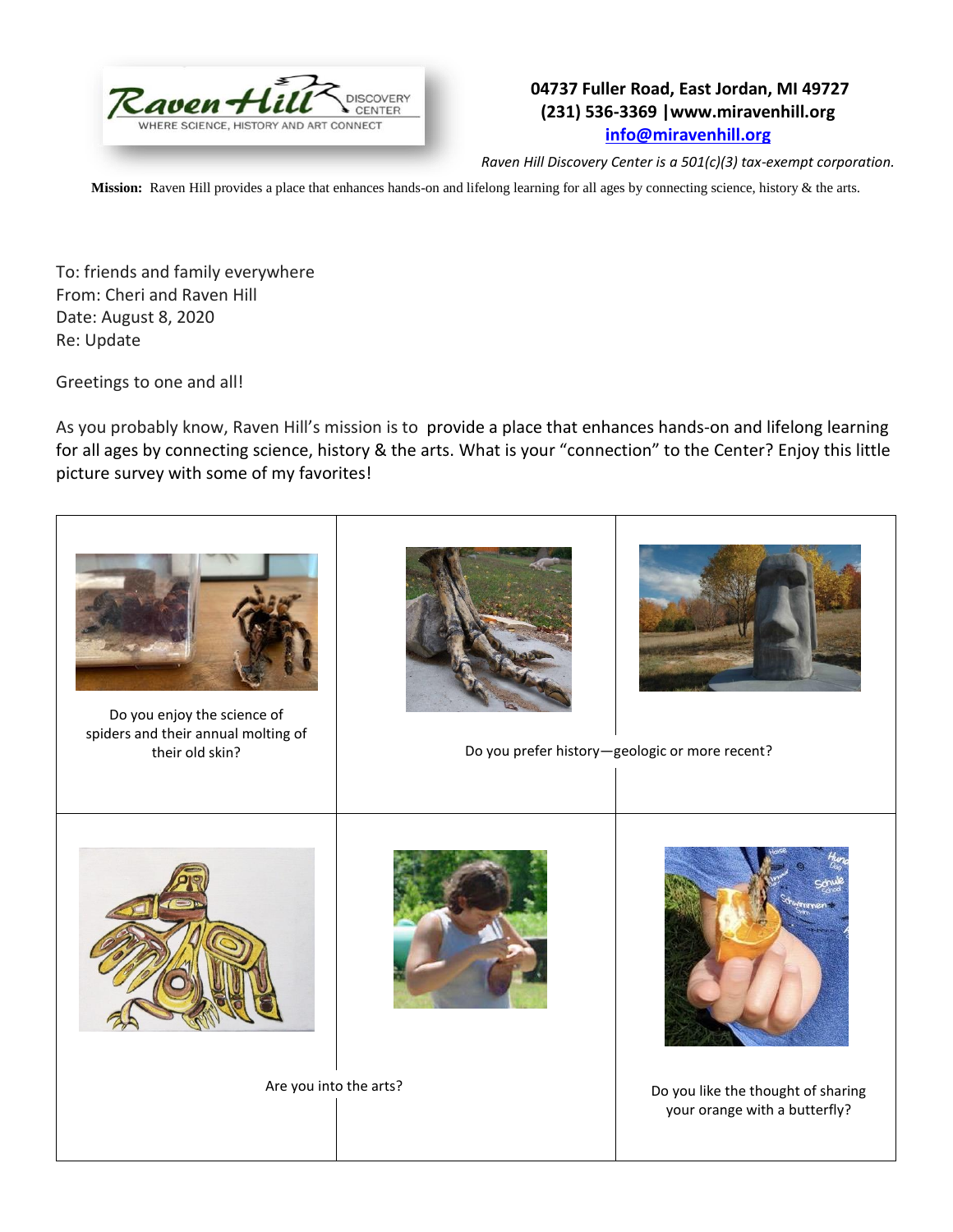Raven Hill DISCOVERY CENTER
WHERE SCIENCE, HISTORY AND ART CONNECT

**04737 Fuller Road, East Jordan, MI 49727**
**(231) 536-3369 |www.miravenhill.org**
**info@miravenhill.org**

*Raven Hill Discovery Center is a 501(c)(3) tax-exempt corporation.*

**Mission:** Raven Hill provides a place that enhances hands-on and lifelong learning for all ages by connecting science, history & the arts.

To: friends and family everywhere
From: Cheri and Raven Hill
Date: August 8, 2020
Re: Update

Greetings to one and all!

As you probably know, Raven Hill's mission is to provide a place that enhances hands-on and lifelong learning for all ages by connecting science, history & the arts. What is your "connection" to the Center? Enjoy this little picture survey with some of my favorites!

| | | |
|---|---|---|
| Do you enjoy the science of spiders and their annual molting of their old skin? | Do you prefer history—geologic or more recent? | |
| Are you into the arts? | | Do you like the thought of sharing your orange with a butterfly? |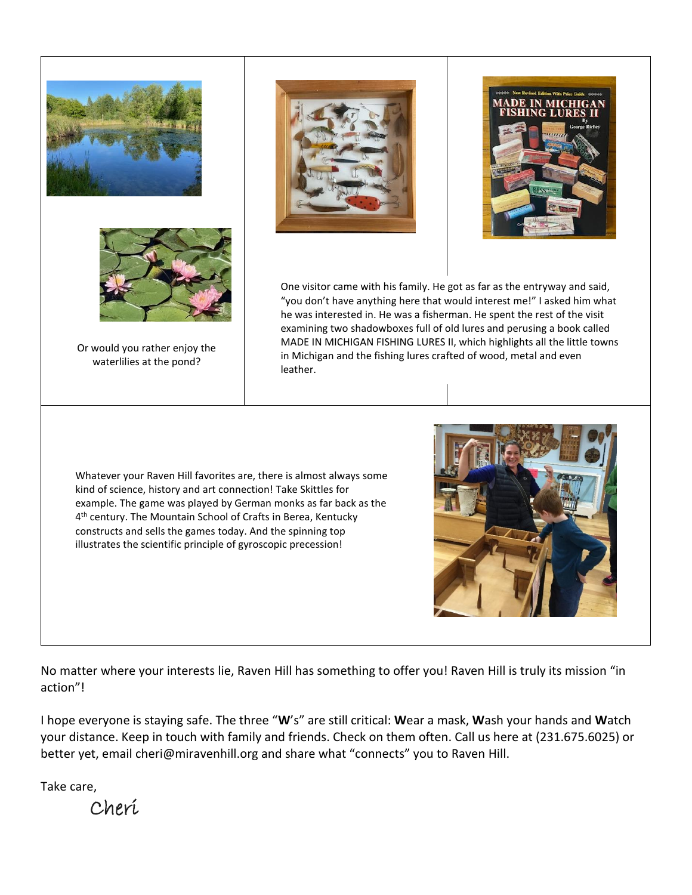Or would you rather enjoy the waterlilies at the pond?

One visitor came with his family. He got as far as the entryway and said, "you don't have anything here that would interest me!" I asked him what he was interested in. He was a fisherman. He spent the rest of the visit examining two shadowboxes full of old lures and perusing a book called MADE IN MICHIGAN FISHING LURES II, which highlights all the little towns in Michigan and the fishing lures crafted of wood, metal and even leather.

Whatever your Raven Hill favorites are, there is almost always some kind of science, history and art connection! Take Skittles for example. The game was played by German monks as far back as the 4th century. The Mountain School of Crafts in Berea, Kentucky constructs and sells the games today. And the spinning top illustrates the scientific principle of gyroscopic precession!

No matter where your interests lie, Raven Hill has something to offer you! Raven Hill is truly its mission "in action"!

I hope everyone is staying safe. The three "**W**'s" are still critical: **W**ear a mask, **W**ash your hands and **W**atch your distance. Keep in touch with family and friends. Check on them often. Call us here at (231.675.6025) or better yet, email cheri@miravenhill.org and share what "connects" you to Raven Hill.

Take care,

Cheri